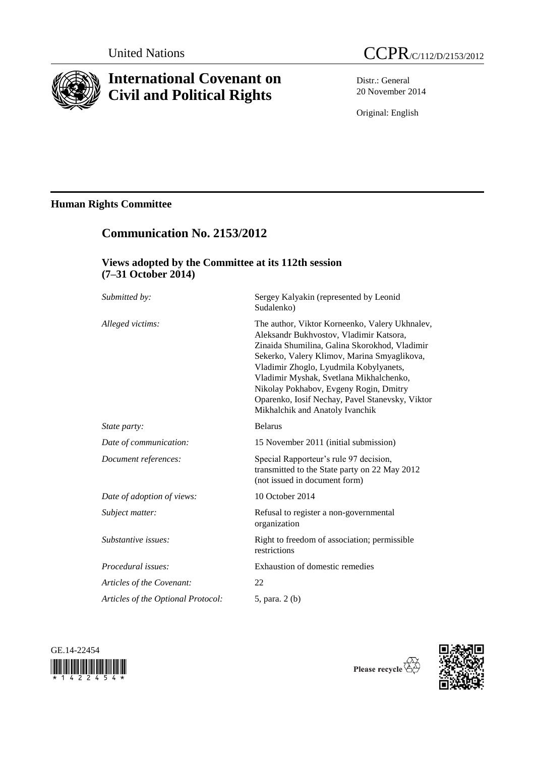United Nations

CCPR/C/112/D/2153/2012

# International Covenant on Civil and Political Rights

Distr.: General
20 November 2014

Original: English

## Human Rights Committee

## Communication No. 2153/2012

### Views adopted by the Committee at its 112th session (7–31 October 2014)

| | |
|---|---|
| *Submitted by:* | Sergey Kalyakin (represented by Leonid Sudalenko) |
| *Alleged victims:* | The author, Viktor Korneenko, Valery Ukhnalev, Aleksandr Bukhvostov, Vladimir Katsora, Zinaida Shumilina, Galina Skorokhod, Vladimir Sekerko, Valery Klimov, Marina Smyaglikova, Vladimir Zhoglo, Lyudmila Kobylyanets, Vladimir Myshak, Svetlana Mikhalchenko, Nikolay Pokhabov, Evgeny Rogin, Dmitry Oparenko, Iosif Nechay, Pavel Stanevsky, Viktor Mikhalchik and Anatoly Ivanchik |
| *State party:* | Belarus |
| *Date of communication:* | 15 November 2011 (initial submission) |
| *Document references:* | Special Rapporteur's rule 97 decision, transmitted to the State party on 22 May 2012 (not issued in document form) |
| *Date of adoption of views:* | 10 October 2014 |
| *Subject matter:* | Refusal to register a non-governmental organization |
| *Substantive issues:* | Right to freedom of association; permissible restrictions |
| *Procedural issues:* | Exhaustion of domestic remedies |
| *Articles of the Covenant:* | 22 |
| *Articles of the Optional Protocol:* | 5, para. 2 (b) |

GE.14-22454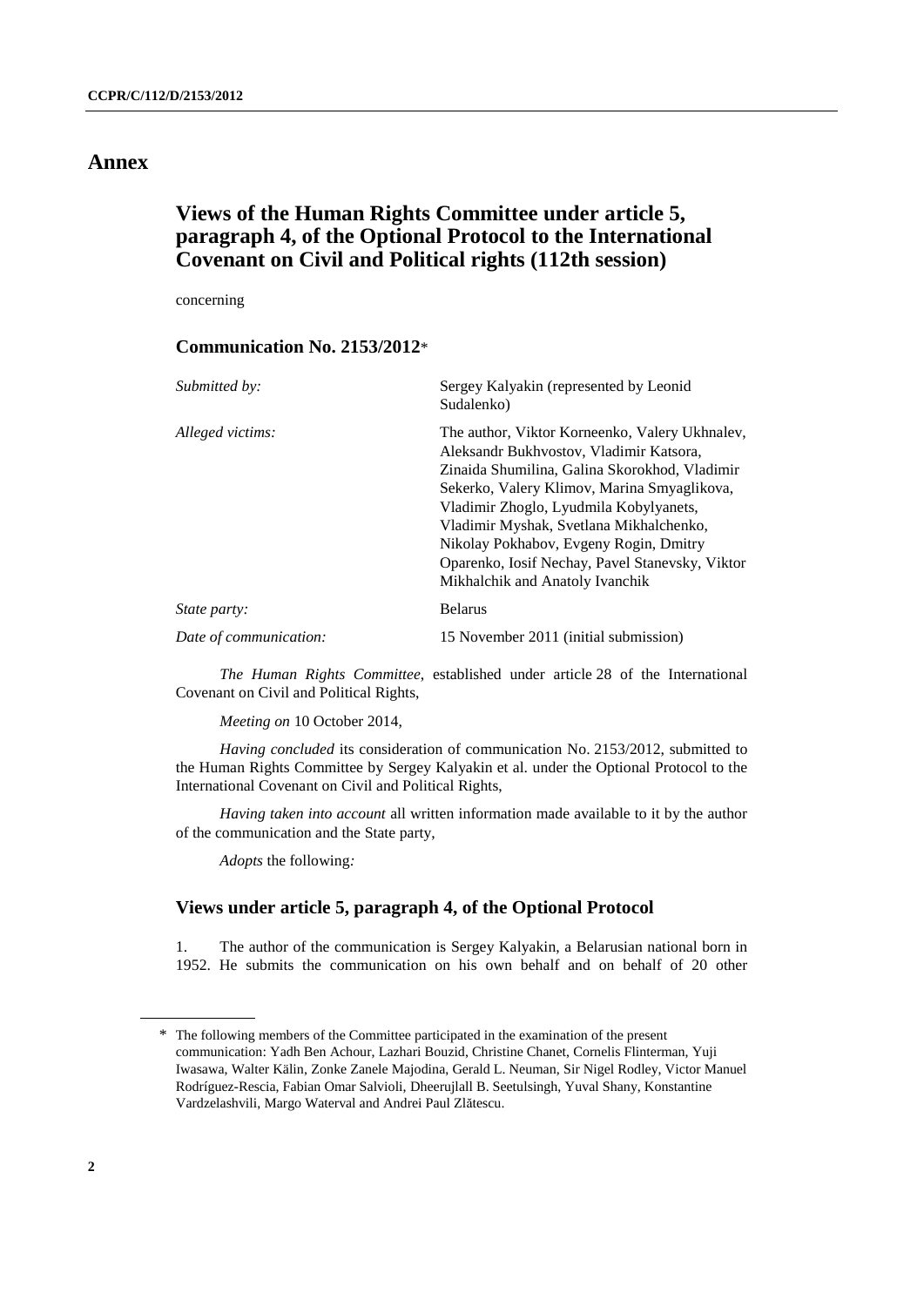# Annex

## Views of the Human Rights Committee under article 5, paragraph 4, of the Optional Protocol to the International Covenant on Civil and Political rights (112th session)

concerning

### Communication No. 2153/2012*

| | |
|---|---|
| *Submitted by:* | Sergey Kalyakin (represented by Leonid Sudalenko) |
| *Alleged victims:* | The author, Viktor Korneenko, Valery Ukhnalev, Aleksandr Bukhvostov, Vladimir Katsora, Zinaida Shumilina, Galina Skorokhod, Vladimir Sekerko, Valery Klimov, Marina Smyaglikova, Vladimir Zhoglo, Lyudmila Kobylyanets, Vladimir Myshak, Svetlana Mikhalchenko, Nikolay Pokhabov, Evgeny Rogin, Dmitry Oparenko, Iosif Nechay, Pavel Stanevsky, Viktor Mikhalchik and Anatoly Ivanchik |
| *State party:* | Belarus |
| *Date of communication:* | 15 November 2011 (initial submission) |

*The Human Rights Committee*, established under article 28 of the International Covenant on Civil and Political Rights,

*Meeting on* 10 October 2014,

*Having concluded* its consideration of communication No. 2153/2012, submitted to the Human Rights Committee by Sergey Kalyakin et al. under the Optional Protocol to the International Covenant on Civil and Political Rights,

*Having taken into account* all written information made available to it by the author of the communication and the State party,

*Adopts* the following*:*

### Views under article 5, paragraph 4, of the Optional Protocol

1. The author of the communication is Sergey Kalyakin, a Belarusian national born in 1952. He submits the communication on his own behalf and on behalf of 20 other

\* The following members of the Committee participated in the examination of the present communication: Yadh Ben Achour, Lazhari Bouzid, Christine Chanet, Cornelis Flinterman, Yuji Iwasawa, Walter Kälin, Zonke Zanele Majodina, Gerald L. Neuman, Sir Nigel Rodley, Victor Manuel Rodríguez-Rescia, Fabian Omar Salvioli, Dheerujlall B. Seetulsingh, Yuval Shany, Konstantine Vardzelashvili, Margo Waterval and Andrei Paul Zlătescu.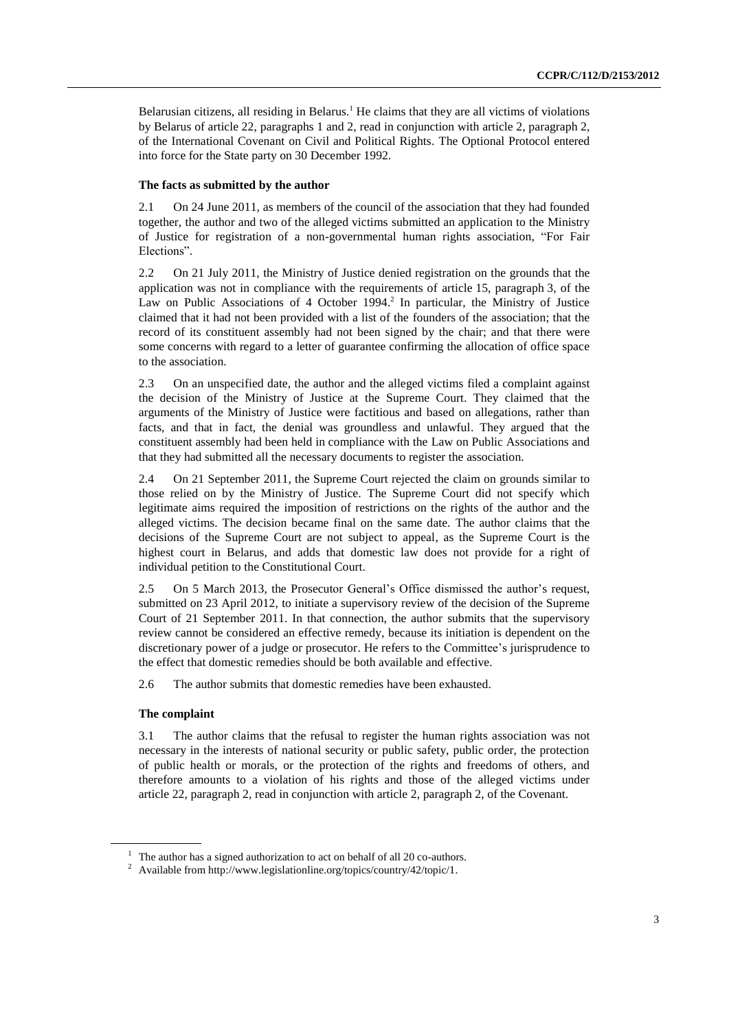Belarusian citizens, all residing in Belarus.[1] He claims that they are all victims of violations by Belarus of article 22, paragraphs 1 and 2, read in conjunction with article 2, paragraph 2, of the International Covenant on Civil and Political Rights. The Optional Protocol entered into force for the State party on 30 December 1992.

### The facts as submitted by the author

2.1 On 24 June 2011, as members of the council of the association that they had founded together, the author and two of the alleged victims submitted an application to the Ministry of Justice for registration of a non-governmental human rights association, "For Fair Elections".

2.2 On 21 July 2011, the Ministry of Justice denied registration on the grounds that the application was not in compliance with the requirements of article 15, paragraph 3, of the Law on Public Associations of 4 October 1994.[2] In particular, the Ministry of Justice claimed that it had not been provided with a list of the founders of the association; that the record of its constituent assembly had not been signed by the chair; and that there were some concerns with regard to a letter of guarantee confirming the allocation of office space to the association.

2.3 On an unspecified date, the author and the alleged victims filed a complaint against the decision of the Ministry of Justice at the Supreme Court. They claimed that the arguments of the Ministry of Justice were factitious and based on allegations, rather than facts, and that in fact, the denial was groundless and unlawful. They argued that the constituent assembly had been held in compliance with the Law on Public Associations and that they had submitted all the necessary documents to register the association.

2.4 On 21 September 2011, the Supreme Court rejected the claim on grounds similar to those relied on by the Ministry of Justice. The Supreme Court did not specify which legitimate aims required the imposition of restrictions on the rights of the author and the alleged victims. The decision became final on the same date. The author claims that the decisions of the Supreme Court are not subject to appeal, as the Supreme Court is the highest court in Belarus, and adds that domestic law does not provide for a right of individual petition to the Constitutional Court.

2.5 On 5 March 2013, the Prosecutor General's Office dismissed the author's request, submitted on 23 April 2012, to initiate a supervisory review of the decision of the Supreme Court of 21 September 2011. In that connection, the author submits that the supervisory review cannot be considered an effective remedy, because its initiation is dependent on the discretionary power of a judge or prosecutor. He refers to the Committee's jurisprudence to the effect that domestic remedies should be both available and effective.

2.6 The author submits that domestic remedies have been exhausted.

### The complaint

3.1 The author claims that the refusal to register the human rights association was not necessary in the interests of national security or public safety, public order, the protection of public health or morals, or the protection of the rights and freedoms of others, and therefore amounts to a violation of his rights and those of the alleged victims under article 22, paragraph 2, read in conjunction with article 2, paragraph 2, of the Covenant.

---

[1] The author has a signed authorization to act on behalf of all 20 co-authors.

[2] Available from http://www.legislationline.org/topics/country/42/topic/1.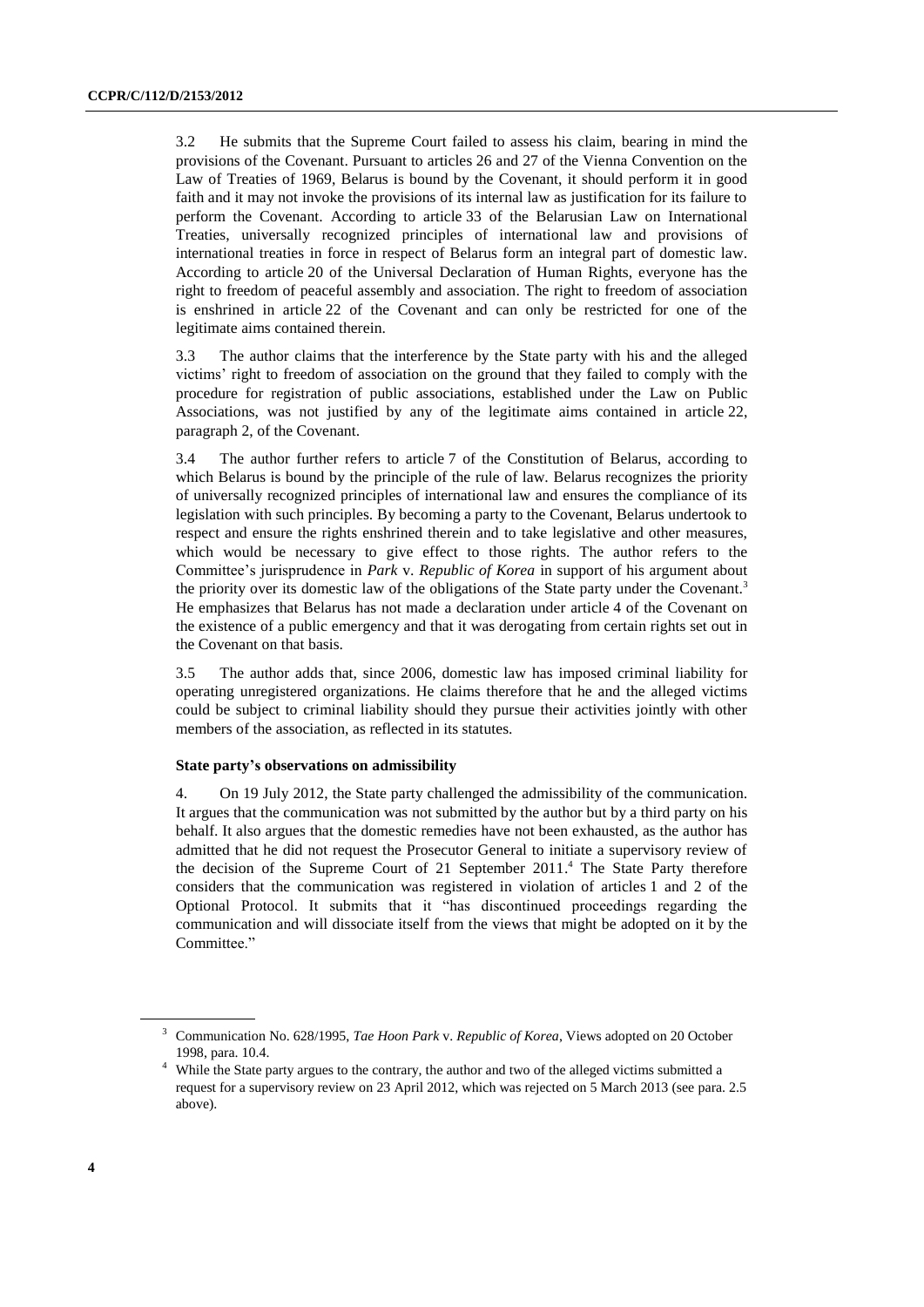3.2 He submits that the Supreme Court failed to assess his claim, bearing in mind the provisions of the Covenant. Pursuant to articles 26 and 27 of the Vienna Convention on the Law of Treaties of 1969, Belarus is bound by the Covenant, it should perform it in good faith and it may not invoke the provisions of its internal law as justification for its failure to perform the Covenant. According to article 33 of the Belarusian Law on International Treaties, universally recognized principles of international law and provisions of international treaties in force in respect of Belarus form an integral part of domestic law. According to article 20 of the Universal Declaration of Human Rights, everyone has the right to freedom of peaceful assembly and association. The right to freedom of association is enshrined in article 22 of the Covenant and can only be restricted for one of the legitimate aims contained therein.

3.3 The author claims that the interference by the State party with his and the alleged victims' right to freedom of association on the ground that they failed to comply with the procedure for registration of public associations, established under the Law on Public Associations, was not justified by any of the legitimate aims contained in article 22, paragraph 2, of the Covenant.

3.4 The author further refers to article 7 of the Constitution of Belarus, according to which Belarus is bound by the principle of the rule of law. Belarus recognizes the priority of universally recognized principles of international law and ensures the compliance of its legislation with such principles. By becoming a party to the Covenant, Belarus undertook to respect and ensure the rights enshrined therein and to take legislative and other measures, which would be necessary to give effect to those rights. The author refers to the Committee's jurisprudence in *Park* v. *Republic of Korea* in support of his argument about the priority over its domestic law of the obligations of the State party under the Covenant.[3] He emphasizes that Belarus has not made a declaration under article 4 of the Covenant on the existence of a public emergency and that it was derogating from certain rights set out in the Covenant on that basis.

3.5 The author adds that, since 2006, domestic law has imposed criminal liability for operating unregistered organizations. He claims therefore that he and the alleged victims could be subject to criminal liability should they pursue their activities jointly with other members of the association, as reflected in its statutes.

**State party's observations on admissibility**

4. On 19 July 2012, the State party challenged the admissibility of the communication. It argues that the communication was not submitted by the author but by a third party on his behalf. It also argues that the domestic remedies have not been exhausted, as the author has admitted that he did not request the Prosecutor General to initiate a supervisory review of the decision of the Supreme Court of 21 September 2011.[4] The State Party therefore considers that the communication was registered in violation of articles 1 and 2 of the Optional Protocol. It submits that it "has discontinued proceedings regarding the communication and will dissociate itself from the views that might be adopted on it by the Committee."

---

[3] Communication No. 628/1995, *Tae Hoon Park* v. *Republic of Korea*, Views adopted on 20 October 1998, para. 10.4.

[4] While the State party argues to the contrary, the author and two of the alleged victims submitted a request for a supervisory review on 23 April 2012, which was rejected on 5 March 2013 (see para. 2.5 above).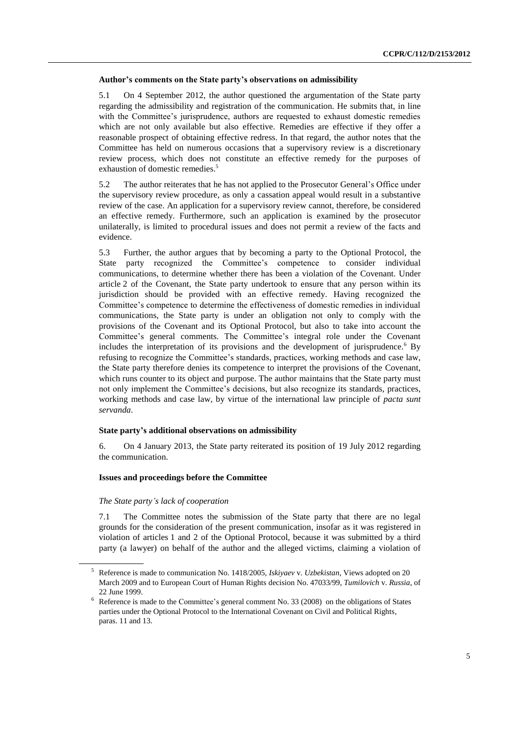### Author's comments on the State party's observations on admissibility

5.1 On 4 September 2012, the author questioned the argumentation of the State party regarding the admissibility and registration of the communication. He submits that, in line with the Committee's jurisprudence, authors are requested to exhaust domestic remedies which are not only available but also effective. Remedies are effective if they offer a reasonable prospect of obtaining effective redress. In that regard, the author notes that the Committee has held on numerous occasions that a supervisory review is a discretionary review process, which does not constitute an effective remedy for the purposes of exhaustion of domestic remedies.[5]

5.2 The author reiterates that he has not applied to the Prosecutor General's Office under the supervisory review procedure, as only a cassation appeal would result in a substantive review of the case. An application for a supervisory review cannot, therefore, be considered an effective remedy. Furthermore, such an application is examined by the prosecutor unilaterally, is limited to procedural issues and does not permit a review of the facts and evidence.

5.3 Further, the author argues that by becoming a party to the Optional Protocol, the State party recognized the Committee's competence to consider individual communications, to determine whether there has been a violation of the Covenant. Under article 2 of the Covenant, the State party undertook to ensure that any person within its jurisdiction should be provided with an effective remedy. Having recognized the Committee's competence to determine the effectiveness of domestic remedies in individual communications, the State party is under an obligation not only to comply with the provisions of the Covenant and its Optional Protocol, but also to take into account the Committee's general comments. The Committee's integral role under the Covenant includes the interpretation of its provisions and the development of jurisprudence.[6] By refusing to recognize the Committee's standards, practices, working methods and case law, the State party therefore denies its competence to interpret the provisions of the Covenant, which runs counter to its object and purpose. The author maintains that the State party must not only implement the Committee's decisions, but also recognize its standards, practices, working methods and case law, by virtue of the international law principle of *pacta sunt servanda*.

### State party's additional observations on admissibility

6. On 4 January 2013, the State party reiterated its position of 19 July 2012 regarding the communication.

### Issues and proceedings before the Committee

*The State party's lack of cooperation*

7.1 The Committee notes the submission of the State party that there are no legal grounds for the consideration of the present communication, insofar as it was registered in violation of articles 1 and 2 of the Optional Protocol, because it was submitted by a third party (a lawyer) on behalf of the author and the alleged victims, claiming a violation of

[5] Reference is made to communication No. 1418/2005, *Iskiyaev* v. *Uzbekistan*, Views adopted on 20 March 2009 and to European Court of Human Rights decision No. 47033/99, *Tumilovich* v. *Russia*, of 22 June 1999.

[6] Reference is made to the Committee's general comment No. 33 (2008) on the obligations of States parties under the Optional Protocol to the International Covenant on Civil and Political Rights, paras. 11 and 13.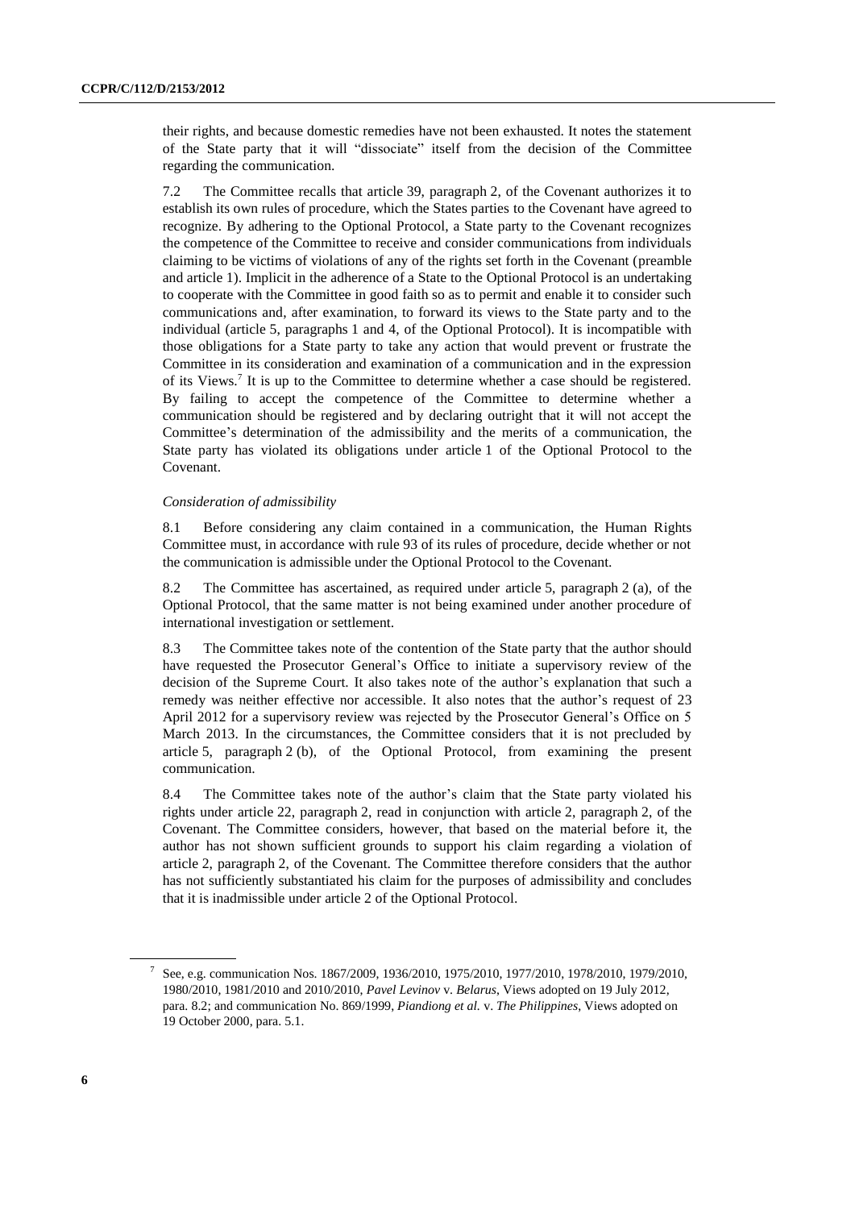their rights, and because domestic remedies have not been exhausted. It notes the statement of the State party that it will "dissociate" itself from the decision of the Committee regarding the communication.

7.2 The Committee recalls that article 39, paragraph 2, of the Covenant authorizes it to establish its own rules of procedure, which the States parties to the Covenant have agreed to recognize. By adhering to the Optional Protocol, a State party to the Covenant recognizes the competence of the Committee to receive and consider communications from individuals claiming to be victims of violations of any of the rights set forth in the Covenant (preamble and article 1). Implicit in the adherence of a State to the Optional Protocol is an undertaking to cooperate with the Committee in good faith so as to permit and enable it to consider such communications and, after examination, to forward its views to the State party and to the individual (article 5, paragraphs 1 and 4, of the Optional Protocol). It is incompatible with those obligations for a State party to take any action that would prevent or frustrate the Committee in its consideration and examination of a communication and in the expression of its Views.[7] It is up to the Committee to determine whether a case should be registered. By failing to accept the competence of the Committee to determine whether a communication should be registered and by declaring outright that it will not accept the Committee's determination of the admissibility and the merits of a communication, the State party has violated its obligations under article 1 of the Optional Protocol to the Covenant.

*Consideration of admissibility*

8.1 Before considering any claim contained in a communication, the Human Rights Committee must, in accordance with rule 93 of its rules of procedure, decide whether or not the communication is admissible under the Optional Protocol to the Covenant.

8.2 The Committee has ascertained, as required under article 5, paragraph 2 (a), of the Optional Protocol, that the same matter is not being examined under another procedure of international investigation or settlement.

8.3 The Committee takes note of the contention of the State party that the author should have requested the Prosecutor General's Office to initiate a supervisory review of the decision of the Supreme Court. It also takes note of the author's explanation that such a remedy was neither effective nor accessible. It also notes that the author's request of 23 April 2012 for a supervisory review was rejected by the Prosecutor General's Office on 5 March 2013. In the circumstances, the Committee considers that it is not precluded by article 5, paragraph 2 (b), of the Optional Protocol, from examining the present communication.

8.4 The Committee takes note of the author's claim that the State party violated his rights under article 22, paragraph 2, read in conjunction with article 2, paragraph 2, of the Covenant. The Committee considers, however, that based on the material before it, the author has not shown sufficient grounds to support his claim regarding a violation of article 2, paragraph 2, of the Covenant. The Committee therefore considers that the author has not sufficiently substantiated his claim for the purposes of admissibility and concludes that it is inadmissible under article 2 of the Optional Protocol.

[7] See, e.g. communication Nos. 1867/2009, 1936/2010, 1975/2010, 1977/2010, 1978/2010, 1979/2010, 1980/2010, 1981/2010 and 2010/2010, *Pavel Levinov* v. *Belarus*, Views adopted on 19 July 2012, para. 8.2; and communication No. 869/1999, *Piandiong et al.* v. *The Philippines*, Views adopted on 19 October 2000, para. 5.1.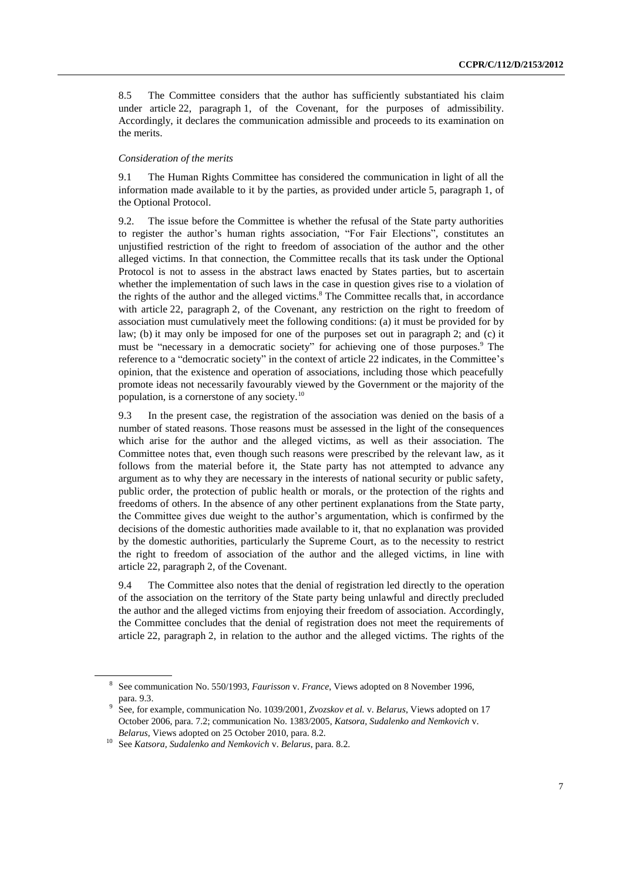8.5 The Committee considers that the author has sufficiently substantiated his claim under article 22, paragraph 1, of the Covenant, for the purposes of admissibility. Accordingly, it declares the communication admissible and proceeds to its examination on the merits.

*Consideration of the merits*

9.1 The Human Rights Committee has considered the communication in light of all the information made available to it by the parties, as provided under article 5, paragraph 1, of the Optional Protocol.

9.2. The issue before the Committee is whether the refusal of the State party authorities to register the author's human rights association, "For Fair Elections", constitutes an unjustified restriction of the right to freedom of association of the author and the other alleged victims. In that connection, the Committee recalls that its task under the Optional Protocol is not to assess in the abstract laws enacted by States parties, but to ascertain whether the implementation of such laws in the case in question gives rise to a violation of the rights of the author and the alleged victims.[8] The Committee recalls that, in accordance with article 22, paragraph 2, of the Covenant, any restriction on the right to freedom of association must cumulatively meet the following conditions: (a) it must be provided for by law; (b) it may only be imposed for one of the purposes set out in paragraph 2; and (c) it must be "necessary in a democratic society" for achieving one of those purposes.[9] The reference to a "democratic society" in the context of article 22 indicates, in the Committee's opinion, that the existence and operation of associations, including those which peacefully promote ideas not necessarily favourably viewed by the Government or the majority of the population, is a cornerstone of any society.[10]

9.3 In the present case, the registration of the association was denied on the basis of a number of stated reasons. Those reasons must be assessed in the light of the consequences which arise for the author and the alleged victims, as well as their association. The Committee notes that, even though such reasons were prescribed by the relevant law, as it follows from the material before it, the State party has not attempted to advance any argument as to why they are necessary in the interests of national security or public safety, public order, the protection of public health or morals, or the protection of the rights and freedoms of others. In the absence of any other pertinent explanations from the State party, the Committee gives due weight to the author's argumentation, which is confirmed by the decisions of the domestic authorities made available to it, that no explanation was provided by the domestic authorities, particularly the Supreme Court, as to the necessity to restrict the right to freedom of association of the author and the alleged victims, in line with article 22, paragraph 2, of the Covenant.

9.4 The Committee also notes that the denial of registration led directly to the operation of the association on the territory of the State party being unlawful and directly precluded the author and the alleged victims from enjoying their freedom of association. Accordingly, the Committee concludes that the denial of registration does not meet the requirements of article 22, paragraph 2, in relation to the author and the alleged victims. The rights of the

---

[8] See communication No. 550/1993, *Faurisson* v. *France*, Views adopted on 8 November 1996, para. 9.3.

[9] See, for example, communication No. 1039/2001, *Zvozskov et al.* v. *Belarus*, Views adopted on 17 October 2006, para. 7.2; communication No. 1383/2005, *Katsora, Sudalenko and Nemkovich* v. *Belarus*, Views adopted on 25 October 2010, para. 8.2.

[10] See *Katsora, Sudalenko and Nemkovich* v. *Belarus*, para. 8.2.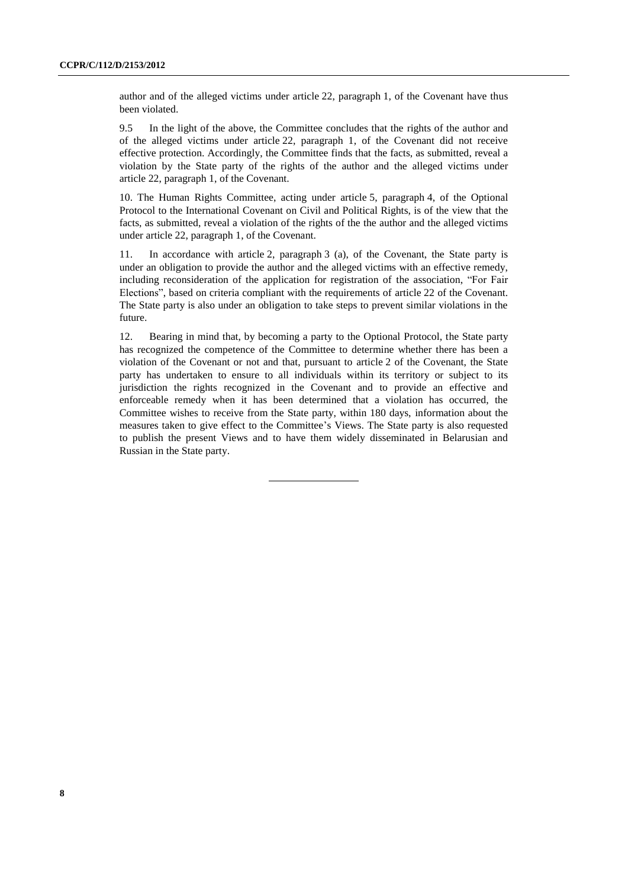author and of the alleged victims under article 22, paragraph 1, of the Covenant have thus been violated.

9.5 In the light of the above, the Committee concludes that the rights of the author and of the alleged victims under article 22, paragraph 1, of the Covenant did not receive effective protection. Accordingly, the Committee finds that the facts, as submitted, reveal a violation by the State party of the rights of the author and the alleged victims under article 22, paragraph 1, of the Covenant.

10. The Human Rights Committee, acting under article 5, paragraph 4, of the Optional Protocol to the International Covenant on Civil and Political Rights, is of the view that the facts, as submitted, reveal a violation of the rights of the the author and the alleged victims under article 22, paragraph 1, of the Covenant.

11. In accordance with article 2, paragraph 3 (a), of the Covenant, the State party is under an obligation to provide the author and the alleged victims with an effective remedy, including reconsideration of the application for registration of the association, "For Fair Elections", based on criteria compliant with the requirements of article 22 of the Covenant. The State party is also under an obligation to take steps to prevent similar violations in the future.

12. Bearing in mind that, by becoming a party to the Optional Protocol, the State party has recognized the competence of the Committee to determine whether there has been a violation of the Covenant or not and that, pursuant to article 2 of the Covenant, the State party has undertaken to ensure to all individuals within its territory or subject to its jurisdiction the rights recognized in the Covenant and to provide an effective and enforceable remedy when it has been determined that a violation has occurred, the Committee wishes to receive from the State party, within 180 days, information about the measures taken to give effect to the Committee's Views. The State party is also requested to publish the present Views and to have them widely disseminated in Belarusian and Russian in the State party.